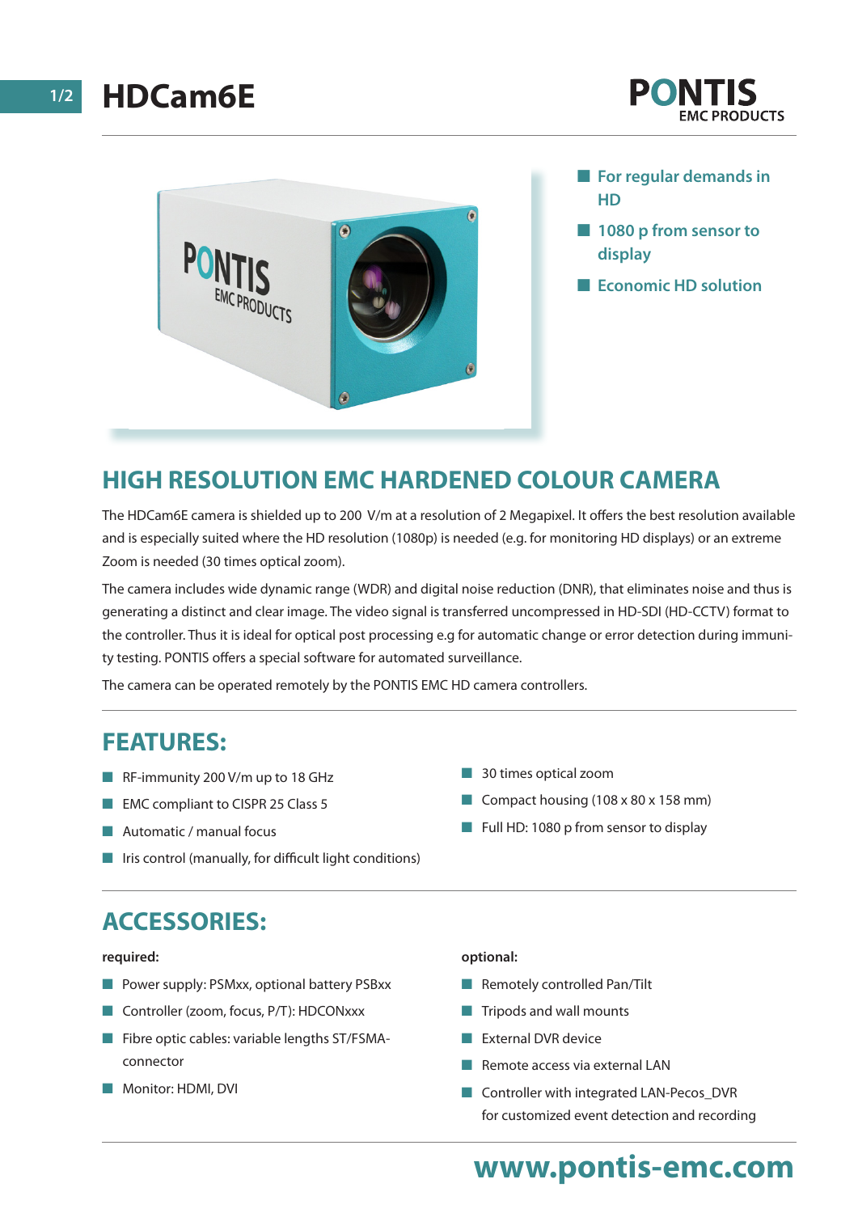# HDCam6E

PONTIS
EMC PRODUCTS

- For regular demands in HD
- 1080 p from sensor to display
- Economic HD solution

## HIGH RESOLUTION EMC HARDENED COLOUR CAMERA

The HDCam6E camera is shielded up to 200 V/m at a resolution of 2 Megapixel. It offers the best resolution available and is especially suited where the HD resolution (1080p) is needed (e.g. for monitoring HD displays) or an extreme Zoom is needed (30 times optical zoom).

The camera includes wide dynamic range (WDR) and digital noise reduction (DNR), that eliminates noise and thus is generating a distinct and clear image. The video signal is transferred uncompressed in HD-SDI (HD-CCTV) format to the controller. Thus it is ideal for optical post processing e.g for automatic change or error detection during immunity testing. PONTIS offers a special software for automated surveillance.

The camera can be operated remotely by the PONTIS EMC HD camera controllers.

## FEATURES:

- RF-immunity 200 V/m up to 18 GHz
- EMC compliant to CISPR 25 Class 5
- Automatic / manual focus
- Iris control (manually, for difficult light conditions)
- 30 times optical zoom
- Compact housing (108 x 80 x 158 mm)
- Full HD: 1080 p from sensor to display

## ACCESSORIES:

**required:**

- Power supply: PSMxx, optional battery PSBxx
- Controller (zoom, focus, P/T): HDCONxxx
- Fibre optic cables: variable lengths ST/FSMA-connector
- Monitor: HDMI, DVI

**optional:**

- Remotely controlled Pan/Tilt
- Tripods and wall mounts
- External DVR device
- Remote access via external LAN
- Controller with integrated LAN-Pecos_DVR for customized event detection and recording

**www.pontis-emc.com**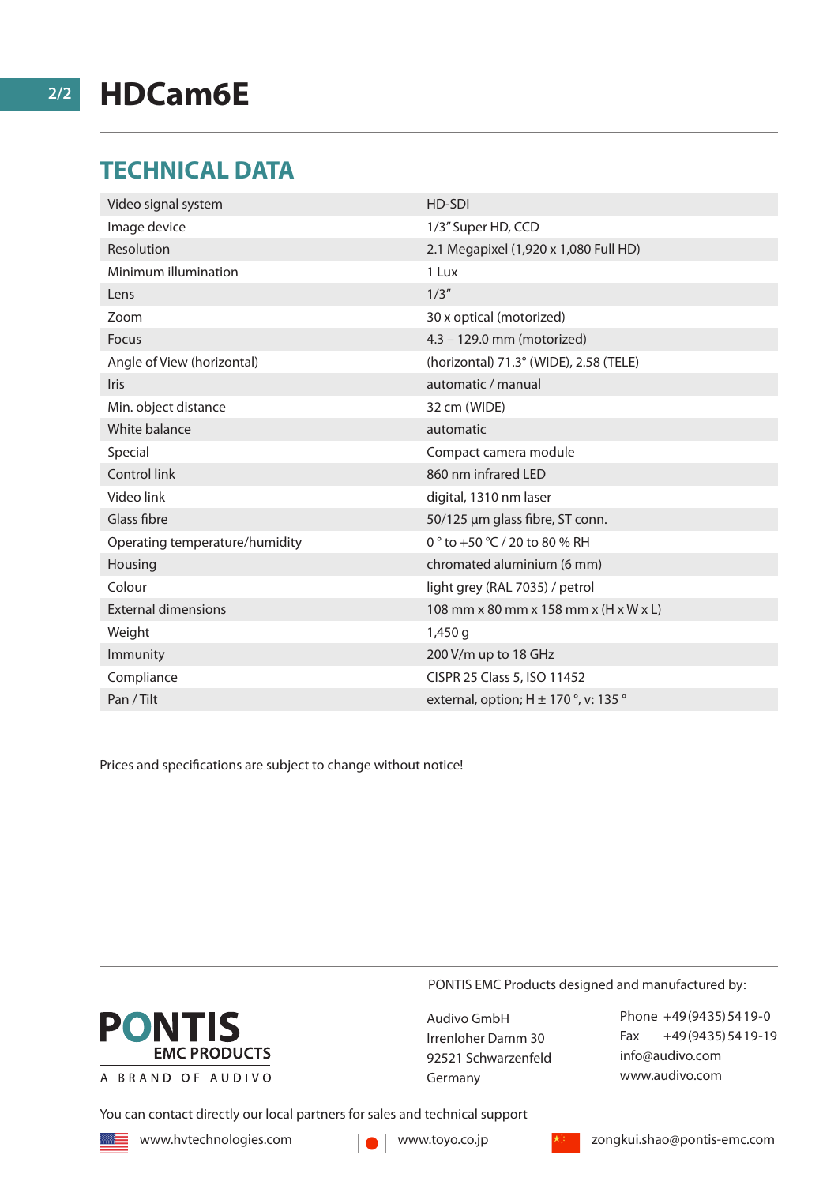# HDCam6E

## TECHNICAL DATA

| | |
|---|---|
| Video signal system | HD-SDI |
| Image device | 1/3" Super HD, CCD |
| Resolution | 2.1 Megapixel (1,920 x 1,080 Full HD) |
| Minimum illumination | 1 Lux |
| Lens | 1/3" |
| Zoom | 30 x optical (motorized) |
| Focus | 4.3 – 129.0 mm (motorized) |
| Angle of View (horizontal) | (horizontal) 71.3° (WIDE), 2.58 (TELE) |
| Iris | automatic / manual |
| Min. object distance | 32 cm (WIDE) |
| White balance | automatic |
| Special | Compact camera module |
| Control link | 860 nm infrared LED |
| Video link | digital, 1310 nm laser |
| Glass fibre | 50/125 µm glass fibre, ST conn. |
| Operating temperature/humidity | 0 ° to +50 °C / 20 to 80 % RH |
| Housing | chromated aluminium (6 mm) |
| Colour | light grey (RAL 7035) / petrol |
| External dimensions | 108 mm x 80 mm x 158 mm x (H x W x L) |
| Weight | 1,450 g |
| Immunity | 200 V/m up to 18 GHz |
| Compliance | CISPR 25 Class 5, ISO 11452 |
| Pan / Tilt | external, option; H ± 170 °, v: 135 ° |

Prices and specifications are subject to change without notice!

PONTIS EMC PRODUCTS
A BRAND OF AUDIVO

PONTIS EMC Products designed and manufactured by:

Audivo GmbH
Irrenloher Damm 30
92521 Schwarzenfeld
Germany

Phone +49 (9435) 5419-0
Fax +49 (9435) 5419-19
info@audivo.com
www.audivo.com

You can contact directly our local partners for sales and technical support

www.hvtechnologies.com

www.toyo.co.jp

zongkui.shao@pontis-emc.com